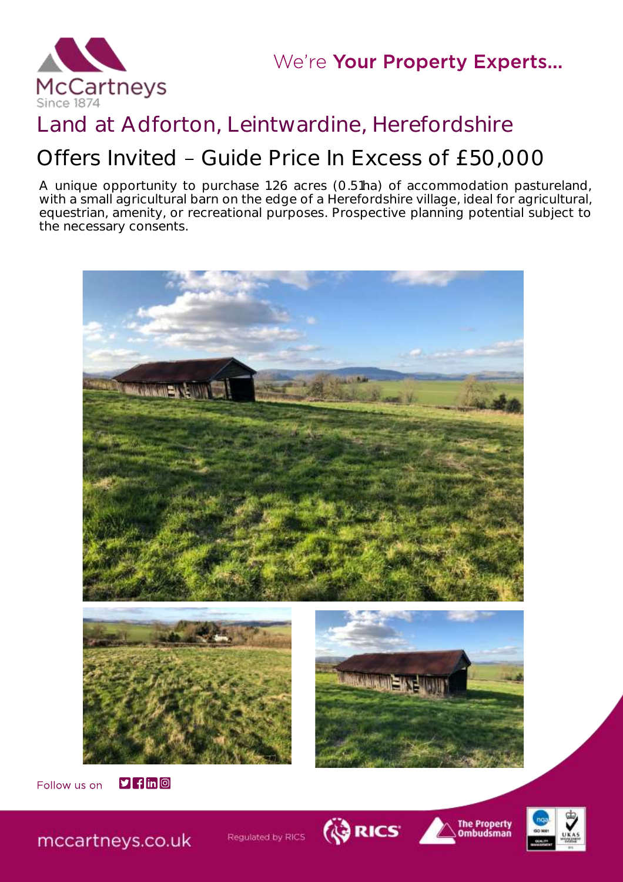McCartneys

Since 1874

We're **Your Property Experts...**

# Land at Adforton, Leintwardine, Herefordshire

## Offers Invited – Guide Price In Excess of £50,000

A unique opportunity to purchase 1.26 acres (0.51ha) of accommodation pastureland, with a small agricultural barn on the edge of a Herefordshire village, ideal for agricultural, equestrian, amenity, or recreational purposes. Prospective planning potential subject to the necessary consents.

Follow us on

mccartneys.co.uk

Regulated by RICS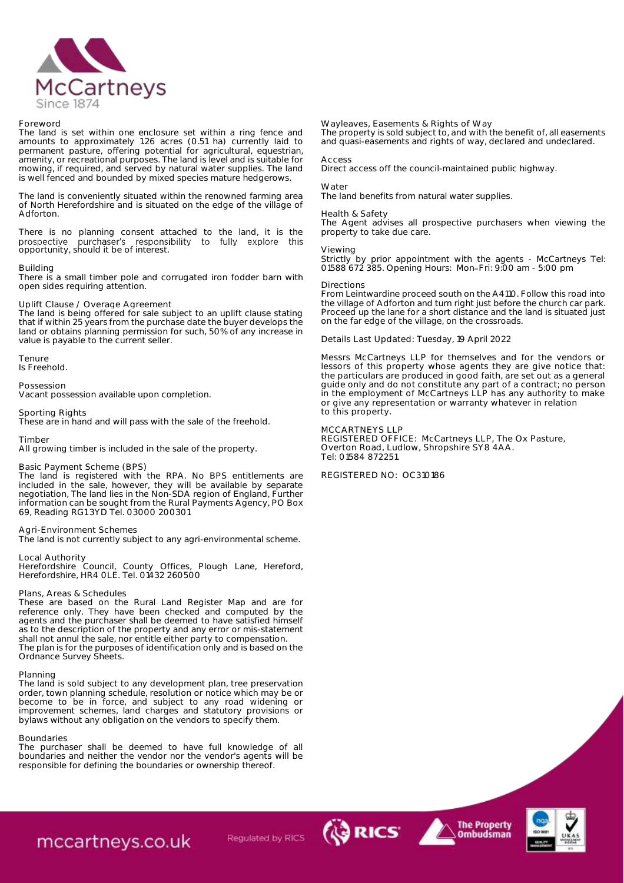## Foreword

The land is set within one enclosure set within a ring fence and amounts to approximately 1.26 acres (0.51 ha) currently laid to permanent pasture, offering potential for agricultural, equestrian, amenity, or recreational purposes. The land is level and is suitable for mowing, if required, and served by natural water supplies. The land is well fenced and bounded by mixed species mature hedgerows.

The land is conveniently situated within the renowned farming area of North Herefordshire and is situated on the edge of the village of Adforton.

There is no planning consent attached to the land, it is the prospective purchaser's responsibility to fully explore this opportunity, should it be of interest.

## Building

There is a small timber pole and corrugated iron fodder barn with open sides requiring attention.

## Uplift Clause / Overage Agreement

The land is being offered for sale subject to an uplift clause stating that if within 25 years from the purchase date the buyer develops the land or obtains planning permission for such, 50% of any increase in value is payable to the current seller.

## Tenure

Is Freehold.

## Possession

Vacant possession available upon completion.

## Sporting Rights

These are in hand and will pass with the sale of the freehold.

## Timber

All growing timber is included in the sale of the property.

## Basic Payment Scheme (BPS)

The land is registered with the RPA. No BPS entitlements are included in the sale, however, they will be available by separate negotiation, The land lies in the Non-SDA region of England, Further information can be sought from the Rural Payments Agency, PO Box 69, Reading RG1 3YD Tel. 03000 200301

## Agri-Environment Schemes

The land is not currently subject to any agri-environmental scheme.

## Local Authority

Herefordshire Council, County Offices, Plough Lane, Hereford, Herefordshire, HR4 0LE. Tel. 01432 260500

## Plans, Areas & Schedules

These are based on the Rural Land Register Map and are for reference only. They have been checked and computed by the agents and the purchaser shall be deemed to have satisfied himself as to the description of the property and any error or mis-statement shall not annul the sale, nor entitle either party to compensation. The plan is for the purposes of identification only and is based on the Ordnance Survey Sheets.

## Planning

The land is sold subject to any development plan, tree preservation order, town planning schedule, resolution or notice which may be or become to be in force, and subject to any road widening or improvement schemes, land charges and statutory provisions or bylaws without any obligation on the vendors to specify them.

## Boundaries

The purchaser shall be deemed to have full knowledge of all boundaries and neither the vendor nor the vendor's agents will be responsible for defining the boundaries or ownership thereof.

## Wayleaves, Easements & Rights of Way

The property is sold subject to, and with the benefit of, all easements and quasi-easements and rights of way, declared and undeclared.

## Access

Direct access off the council-maintained public highway.

## Water

The land benefits from natural water supplies.

## Health & Safety

The Agent advises all prospective purchasers when viewing the property to take due care.

## Viewing

Strictly by prior appointment with the agents - McCartneys Tel: 01588 672 385. Opening Hours: Mon–Fri: 9:00 am - 5:00 pm

## Directions

From Leintwardine proceed south on the A4110. Follow this road into the village of Adforton and turn right just before the church car park. Proceed up the lane for a short distance and the land is situated just on the far edge of the village, on the crossroads.

Details Last Updated: Tuesday, 19 April 2022

Messrs McCartneys LLP for themselves and for the vendors or lessors of this property whose agents they are give notice that: the particulars are produced in good faith, are set out as a general guide only and do not constitute any part of a contract; no person in the employment of McCartneys LLP has any authority to make or give any representation or warranty whatever in relation to this property.

MCCARTNEYS LLP
REGISTERED OFFICE: McCartneys LLP, The Ox Pasture, Overton Road, Ludlow, Shropshire SY8 4AA.
Tel: 01584 872251.

REGISTERED NO: OC310186

mccartneys.co.uk

Regulated by RICS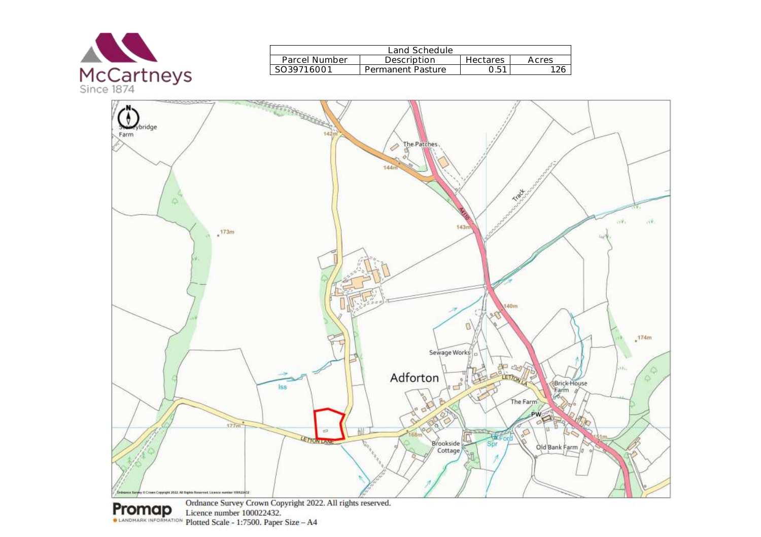McCartneys
Since 1874

| Land Schedule | | | |
|---|---|---|---|
| Parcel Number | Description | Hectares | Acres |
| SO39716001 | Permanent Pasture | 0.51 | 126 |

Stoneybridge Farm
142m
The Patches
144m
A4110
Track
173m
143m
140m
174m
Sewage Works
Adforton
LETTON LA
Brick House Farm
Iss
The Farm
PW
177m
LETTON LANE
168m
Brookside Cottage
Ford
Spr
Old Bank Farm
151m

Ordnance Survey © Crown Copyright 2022. All Rights Reserved. Licence number 100022432

Promap
LANDMARK INFORMATION

Ordnance Survey Crown Copyright 2022. All rights reserved.
Licence number 100022432.
Plotted Scale - 1:7500. Paper Size – A4